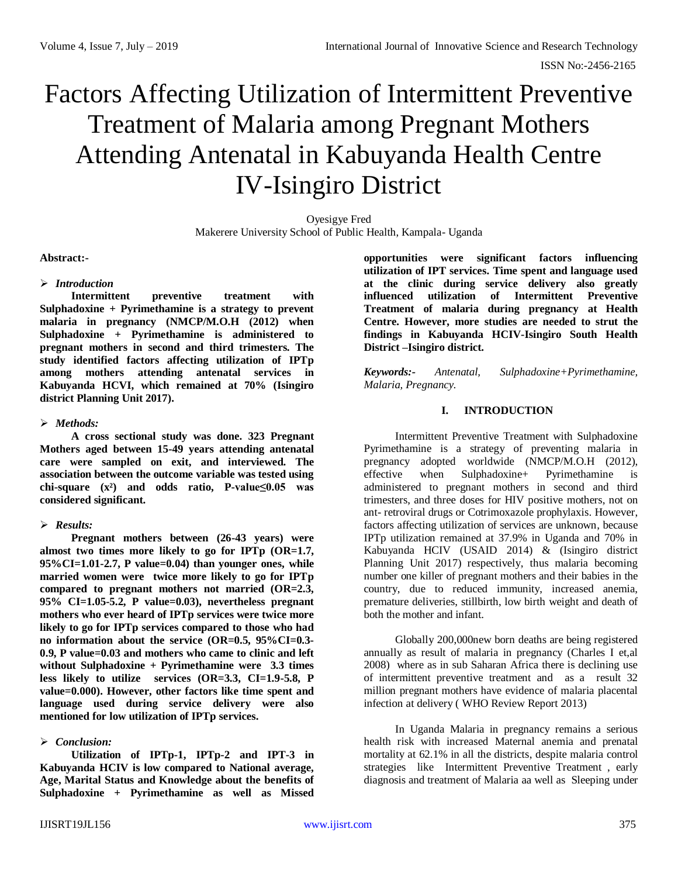# Factors Affecting Utilization of Intermittent Preventive Treatment of Malaria among Pregnant Mothers Attending Antenatal in Kabuyanda Health Centre IV-Isingiro District

Oyesigye Fred
Makerere University School of Public Health, Kampala- Uganda

**Abstract:-**

- ***Introduction***

**Intermittent preventive treatment with Sulphadoxine + Pyrimethamine is a strategy to prevent malaria in pregnancy (NMCP/M.O.H (2012) when Sulphadoxine + Pyrimethamine is administered to pregnant mothers in second and third trimesters. The study identified factors affecting utilization of IPTp among mothers attending antenatal services in Kabuyanda HCVI, which remained at 70% (Isingiro district Planning Unit 2017).**

- ***Methods:***

**A cross sectional study was done. 323 Pregnant Mothers aged between 15-49 years attending antenatal care were sampled on exit, and interviewed. The association between the outcome variable was tested using chi-square ($x^2$) and odds ratio, P-value≤0.05 was considered significant.**

- ***Results:***

**Pregnant mothers between (26-43 years) were almost two times more likely to go for IPTp (OR=1.7, 95%CI=1.01-2.7, P value=0.04) than younger ones, while married women were twice more likely to go for IPTp compared to pregnant mothers not married (OR=2.3, 95% CI=1.05-5.2, P value=0.03), nevertheless pregnant mothers who ever heard of IPTp services were twice more likely to go for IPTp services compared to those who had no information about the service (OR=0.5, 95%CI=0.3-0.9, P value=0.03 and mothers who came to clinic and left without Sulphadoxine + Pyrimethamine were 3.3 times less likely to utilize services (OR=3.3, CI=1.9-5.8, P value=0.000). However, other factors like time spent and language used during service delivery were also mentioned for low utilization of IPTp services.**

- ***Conclusion:***

**Utilization of IPTp-1, IPTp-2 and IPT-3 in Kabuyanda HCIV is low compared to National average, Age, Marital Status and Knowledge about the benefits of Sulphadoxine + Pyrimethamine as well as Missed opportunities were significant factors influencing utilization of IPT services. Time spent and language used at the clinic during service delivery also greatly influenced utilization of Intermittent Preventive Treatment of malaria during pregnancy at Health Centre. However, more studies are needed to strut the findings in Kabuyanda HCIV-Isingiro South Health District –Isingiro district.**

***Keywords:-*** *Antenatal, Sulphadoxine+Pyrimethamine, Malaria, Pregnancy.*

## I. INTRODUCTION

Intermittent Preventive Treatment with Sulphadoxine Pyrimethamine is a strategy of preventing malaria in pregnancy adopted worldwide (NMCP/M.O.H (2012), effective when Sulphadoxine+ Pyrimethamine is administered to pregnant mothers in second and third trimesters, and three doses for HIV positive mothers, not on ant- retroviral drugs or Cotrimoxazole prophylaxis. However, factors affecting utilization of services are unknown, because IPTp utilization remained at 37.9% in Uganda and 70% in Kabuyanda HCIV (USAID 2014) & (Isingiro district Planning Unit 2017) respectively, thus malaria becoming number one killer of pregnant mothers and their babies in the country, due to reduced immunity, increased anemia, premature deliveries, stillbirth, low birth weight and death of both the mother and infant.

Globally 200,000new born deaths are being registered annually as result of malaria in pregnancy (Charles I et,al 2008) where as in sub Saharan Africa there is declining use of intermittent preventive treatment and as a result 32 million pregnant mothers have evidence of malaria placental infection at delivery ( WHO Review Report 2013)

In Uganda Malaria in pregnancy remains a serious health risk with increased Maternal anemia and prenatal mortality at 62.1% in all the districts, despite malaria control strategies like Intermittent Preventive Treatment , early diagnosis and treatment of Malaria aa well as Sleeping under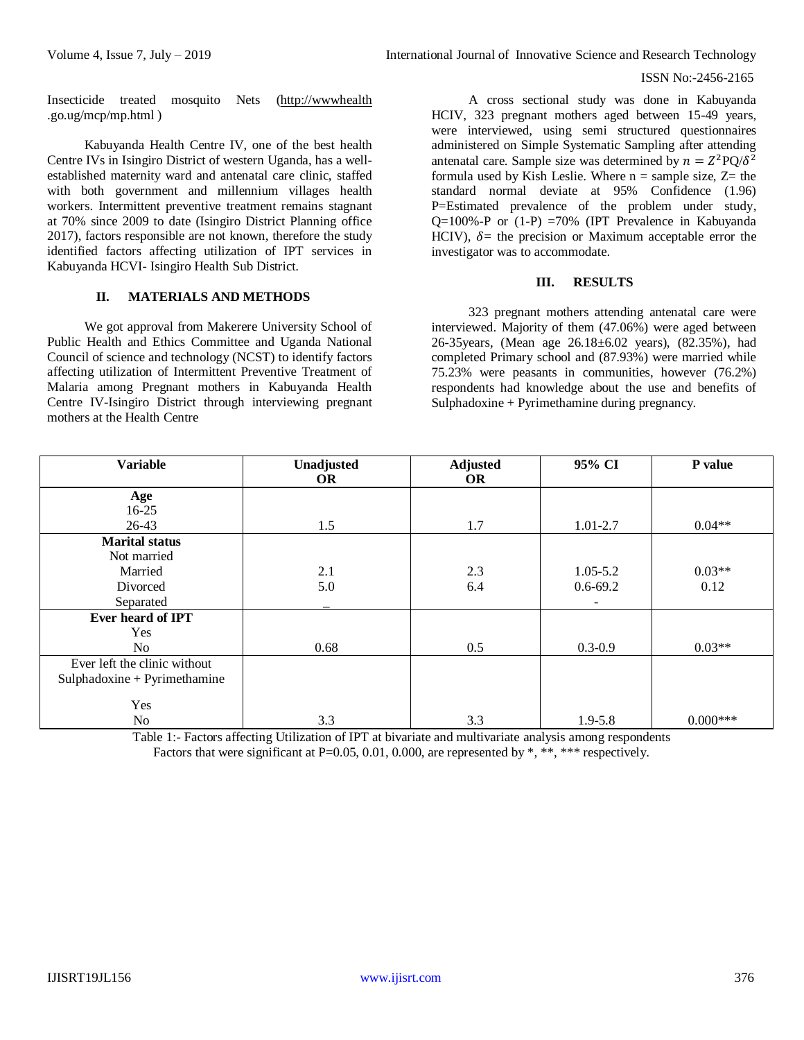Insecticide treated mosquito Nets (http://wwwhealth .go.ug/mcp/mp.html )

Kabuyanda Health Centre IV, one of the best health Centre IVs in Isingiro District of western Uganda, has a well-established maternity ward and antenatal care clinic, staffed with both government and millennium villages health workers. Intermittent preventive treatment remains stagnant at 70% since 2009 to date (Isingiro District Planning office 2017), factors responsible are not known, therefore the study identified factors affecting utilization of IPT services in Kabuyanda HCVI- Isingiro Health Sub District.

## II. MATERIALS AND METHODS

We got approval from Makerere University School of Public Health and Ethics Committee and Uganda National Council of science and technology (NCST) to identify factors affecting utilization of Intermittent Preventive Treatment of Malaria among Pregnant mothers in Kabuyanda Health Centre IV-Isingiro District through interviewing pregnant mothers at the Health Centre

A cross sectional study was done in Kabuyanda HCIV, 323 pregnant mothers aged between 15-49 years, were interviewed, using semi structured questionnaires administered on Simple Systematic Sampling after attending antenatal care. Sample size was determined by $n = Z^2PQ/\delta^2$ formula used by Kish Leslie. Where n = sample size, Z= the standard normal deviate at 95% Confidence (1.96) P=Estimated prevalence of the problem under study, Q=100%-P or (1-P) =70% (IPT Prevalence in Kabuyanda HCIV), $\delta$= the precision or Maximum acceptable error the investigator was to accommodate.

## III. RESULTS

323 pregnant mothers attending antenatal care were interviewed. Majority of them (47.06%) were aged between 26-35years, (Mean age 26.18±6.02 years), (82.35%), had completed Primary school and (87.93%) were married while 75.23% were peasants in communities, however (76.2%) respondents had knowledge about the use and benefits of Sulphadoxine + Pyrimethamine during pregnancy.

| Variable | Unadjusted OR | Adjusted OR | 95% CI | P value |
|---|---|---|---|---|
| **Age** | | | | |
| 16-25 | | | | |
| 26-43 | 1.5 | 1.7 | 1.01-2.7 | 0.04** |
| **Marital status** | | | | |
| Not married | | | | |
| Married | 2.1 | 2.3 | 1.05-5.2 | 0.03** |
| Divorced | 5.0 | 6.4 | 0.6-69.2 | 0.12 |
| Separated | _ | | - | |
| **Ever heard of IPT** | | | | |
| Yes | | | | |
| No | 0.68 | 0.5 | 0.3-0.9 | 0.03** |
| Ever left the clinic without Sulphadoxine + Pyrimethamine | | | | |
| Yes | | | | |
| No | 3.3 | 3.3 | 1.9-5.8 | 0.000*** |

Table 1:- Factors affecting Utilization of IPT at bivariate and multivariate analysis among respondents
Factors that were significant at P=0.05, 0.01, 0.000, are represented by *, **, *** respectively.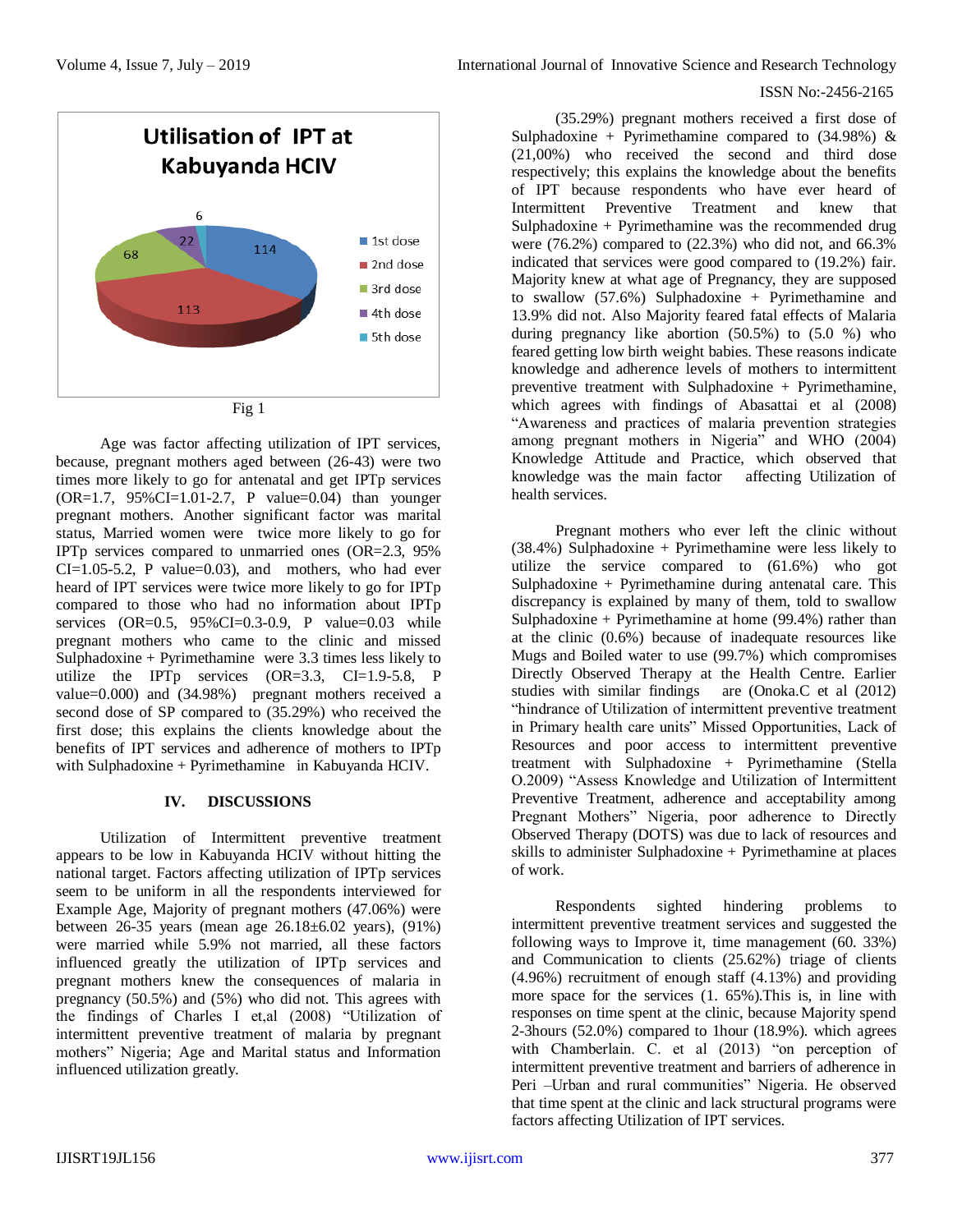Fig 1

Age was factor affecting utilization of IPT services, because, pregnant mothers aged between (26-43) were two times more likely to go for antenatal and get IPTp services (OR=1.7, 95%CI=1.01-2.7, P value=0.04) than younger pregnant mothers. Another significant factor was marital status, Married women were twice more likely to go for IPTp services compared to unmarried ones (OR=2.3, 95% CI=1.05-5.2, P value=0.03), and mothers, who had ever heard of IPT services were twice more likely to go for IPTp compared to those who had no information about IPTp services (OR=0.5, 95%CI=0.3-0.9, P value=0.03 while pregnant mothers who came to the clinic and missed Sulphadoxine + Pyrimethamine were 3.3 times less likely to utilize the IPTp services (OR=3.3, CI=1.9-5.8, P value=0.000) and (34.98%) pregnant mothers received a second dose of SP compared to (35.29%) who received the first dose; this explains the clients knowledge about the benefits of IPT services and adherence of mothers to IPTp with Sulphadoxine + Pyrimethamine in Kabuyanda HCIV.

## IV. DISCUSSIONS

Utilization of Intermittent preventive treatment appears to be low in Kabuyanda HCIV without hitting the national target. Factors affecting utilization of IPTp services seem to be uniform in all the respondents interviewed for Example Age, Majority of pregnant mothers (47.06%) were between 26-35 years (mean age 26.18±6.02 years), (91%) were married while 5.9% not married, all these factors influenced greatly the utilization of IPTp services and pregnant mothers knew the consequences of malaria in pregnancy (50.5%) and (5%) who did not. This agrees with the findings of Charles I et,al (2008) "Utilization of intermittent preventive treatment of malaria by pregnant mothers" Nigeria; Age and Marital status and Information influenced utilization greatly.

(35.29%) pregnant mothers received a first dose of Sulphadoxine + Pyrimethamine compared to (34.98%) & (21,00%) who received the second and third dose respectively; this explains the knowledge about the benefits of IPT because respondents who have ever heard of Intermittent Preventive Treatment and knew that Sulphadoxine + Pyrimethamine was the recommended drug were (76.2%) compared to (22.3%) who did not, and 66.3% indicated that services were good compared to (19.2%) fair. Majority knew at what age of Pregnancy, they are supposed to swallow (57.6%) Sulphadoxine + Pyrimethamine and 13.9% did not. Also Majority feared fatal effects of Malaria during pregnancy like abortion (50.5%) to (5.0 %) who feared getting low birth weight babies. These reasons indicate knowledge and adherence levels of mothers to intermittent preventive treatment with Sulphadoxine + Pyrimethamine, which agrees with findings of Abasattai et al (2008) "Awareness and practices of malaria prevention strategies among pregnant mothers in Nigeria" and WHO (2004) Knowledge Attitude and Practice, which observed that knowledge was the main factor affecting Utilization of health services.

Pregnant mothers who ever left the clinic without (38.4%) Sulphadoxine + Pyrimethamine were less likely to utilize the service compared to (61.6%) who got Sulphadoxine + Pyrimethamine during antenatal care. This discrepancy is explained by many of them, told to swallow Sulphadoxine + Pyrimethamine at home (99.4%) rather than at the clinic (0.6%) because of inadequate resources like Mugs and Boiled water to use (99.7%) which compromises Directly Observed Therapy at the Health Centre. Earlier studies with similar findings are (Onoka.C et al (2012) "hindrance of Utilization of intermittent preventive treatment in Primary health care units" Missed Opportunities, Lack of Resources and poor access to intermittent preventive treatment with Sulphadoxine + Pyrimethamine (Stella O.2009) "Assess Knowledge and Utilization of Intermittent Preventive Treatment, adherence and acceptability among Pregnant Mothers" Nigeria, poor adherence to Directly Observed Therapy (DOTS) was due to lack of resources and skills to administer Sulphadoxine + Pyrimethamine at places of work.

Respondents sighted hindering problems to intermittent preventive treatment services and suggested the following ways to Improve it, time management (60. 33%) and Communication to clients (25.62%) triage of clients (4.96%) recruitment of enough staff (4.13%) and providing more space for the services (1. 65%).This is, in line with responses on time spent at the clinic, because Majority spend 2-3hours (52.0%) compared to 1hour (18.9%). which agrees with Chamberlain. C. et al (2013) "on perception of intermittent preventive treatment and barriers of adherence in Peri –Urban and rural communities" Nigeria. He observed that time spent at the clinic and lack structural programs were factors affecting Utilization of IPT services.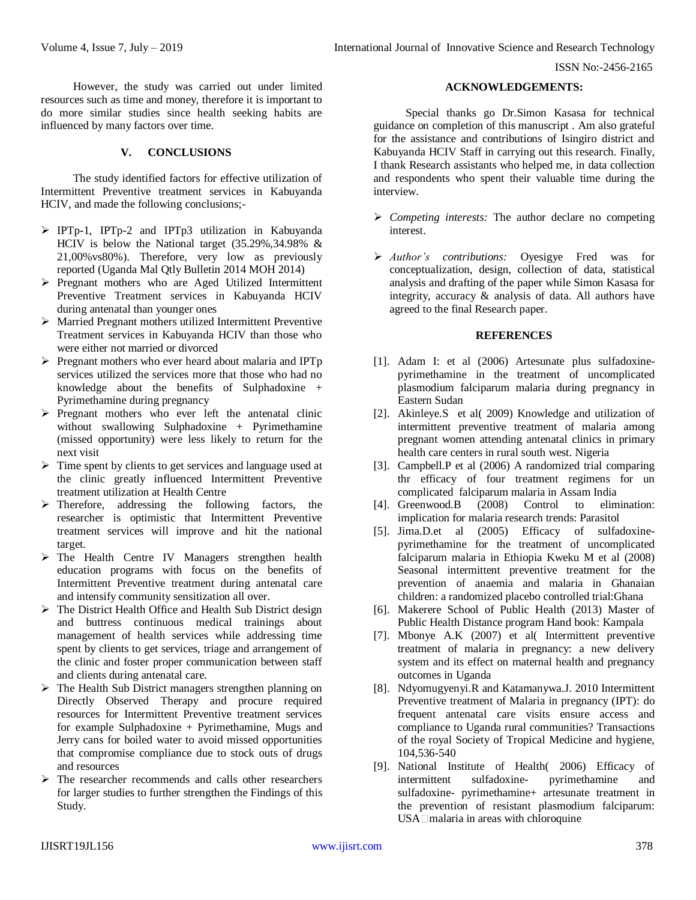However, the study was carried out under limited resources such as time and money, therefore it is important to do more similar studies since health seeking habits are influenced by many factors over time.

## V. CONCLUSIONS

The study identified factors for effective utilization of Intermittent Preventive treatment services in Kabuyanda HCIV, and made the following conclusions;-

- IPTp-1, IPTp-2 and IPTp3 utilization in Kabuyanda HCIV is below the National target (35.29%,34.98% & 21,00%vs80%). Therefore, very low as previously reported (Uganda Mal Qtly Bulletin 2014 MOH 2014)
- Pregnant mothers who are Aged Utilized Intermittent Preventive Treatment services in Kabuyanda HCIV during antenatal than younger ones
- Married Pregnant mothers utilized Intermittent Preventive Treatment services in Kabuyanda HCIV than those who were either not married or divorced
- Pregnant mothers who ever heard about malaria and IPTp services utilized the services more that those who had no knowledge about the benefits of Sulphadoxine + Pyrimethamine during pregnancy
- Pregnant mothers who ever left the antenatal clinic without swallowing Sulphadoxine + Pyrimethamine (missed opportunity) were less likely to return for the next visit
- Time spent by clients to get services and language used at the clinic greatly influenced Intermittent Preventive treatment utilization at Health Centre
- Therefore, addressing the following factors, the researcher is optimistic that Intermittent Preventive treatment services will improve and hit the national target.
- The Health Centre IV Managers strengthen health education programs with focus on the benefits of Intermittent Preventive treatment during antenatal care and intensify community sensitization all over.
- The District Health Office and Health Sub District design and buttress continuous medical trainings about management of health services while addressing time spent by clients to get services, triage and arrangement of the clinic and foster proper communication between staff and clients during antenatal care.
- The Health Sub District managers strengthen planning on Directly Observed Therapy and procure required resources for Intermittent Preventive treatment services for example Sulphadoxine + Pyrimethamine, Mugs and Jerry cans for boiled water to avoid missed opportunities that compromise compliance due to stock outs of drugs and resources
- The researcher recommends and calls other researchers for larger studies to further strengthen the Findings of this Study.

## ACKNOWLEDGEMENTS:

Special thanks go Dr.Simon Kasasa for technical guidance on completion of this manuscript . Am also grateful for the assistance and contributions of Isingiro district and Kabuyanda HCIV Staff in carrying out this research. Finally, I thank Research assistants who helped me, in data collection and respondents who spent their valuable time during the interview.

- *Competing interests:* The author declare no competing interest.
- *Author's contributions:* Oyesigye Fred was for conceptualization, design, collection of data, statistical analysis and drafting of the paper while Simon Kasasa for integrity, accuracy & analysis of data. All authors have agreed to the final Research paper.

## REFERENCES

[1]. Adam I: et al (2006) Artesunate plus sulfadoxine-pyrimethamine in the treatment of uncomplicated plasmodium falciparum malaria during pregnancy in Eastern Sudan

[2]. Akinleye.S et al( 2009) Knowledge and utilization of intermittent preventive treatment of malaria among pregnant women attending antenatal clinics in primary health care centers in rural south west. Nigeria

[3]. Campbell.P et al (2006) A randomized trial comparing thr efficacy of four treatment regimens for un complicated falciparum malaria in Assam India

[4]. Greenwood.B (2008) Control to elimination: implication for malaria research trends: Parasitol

[5]. Jima.D.et al (2005) Efficacy of sulfadoxine-pyrimethamine for the treatment of uncomplicated falciparum malaria in Ethiopia Kweku M et al (2008) Seasonal intermittent preventive treatment for the prevention of anaemia and malaria in Ghanaian children: a randomized placebo controlled trial:Ghana

[6]. Makerere School of Public Health (2013) Master of Public Health Distance program Hand book: Kampala

[7]. Mbonye A.K (2007) et al( Intermittent preventive treatment of malaria in pregnancy: a new delivery system and its effect on maternal health and pregnancy outcomes in Uganda

[8]. Ndyomugyenyi.R and Katamanywa.J. 2010 Intermittent Preventive treatment of Malaria in pregnancy (IPT): do frequent antenatal care visits ensure access and compliance to Uganda rural communities? Transactions of the royal Society of Tropical Medicine and hygiene, 104,536-540

[9]. National Institute of Health( 2006) Efficacy of intermittent sulfadoxine- pyrimethamine and sulfadoxine- pyrimethamine+ artesunate treatment in the prevention of resistant plasmodium falciparum: USA malaria in areas with chloroquine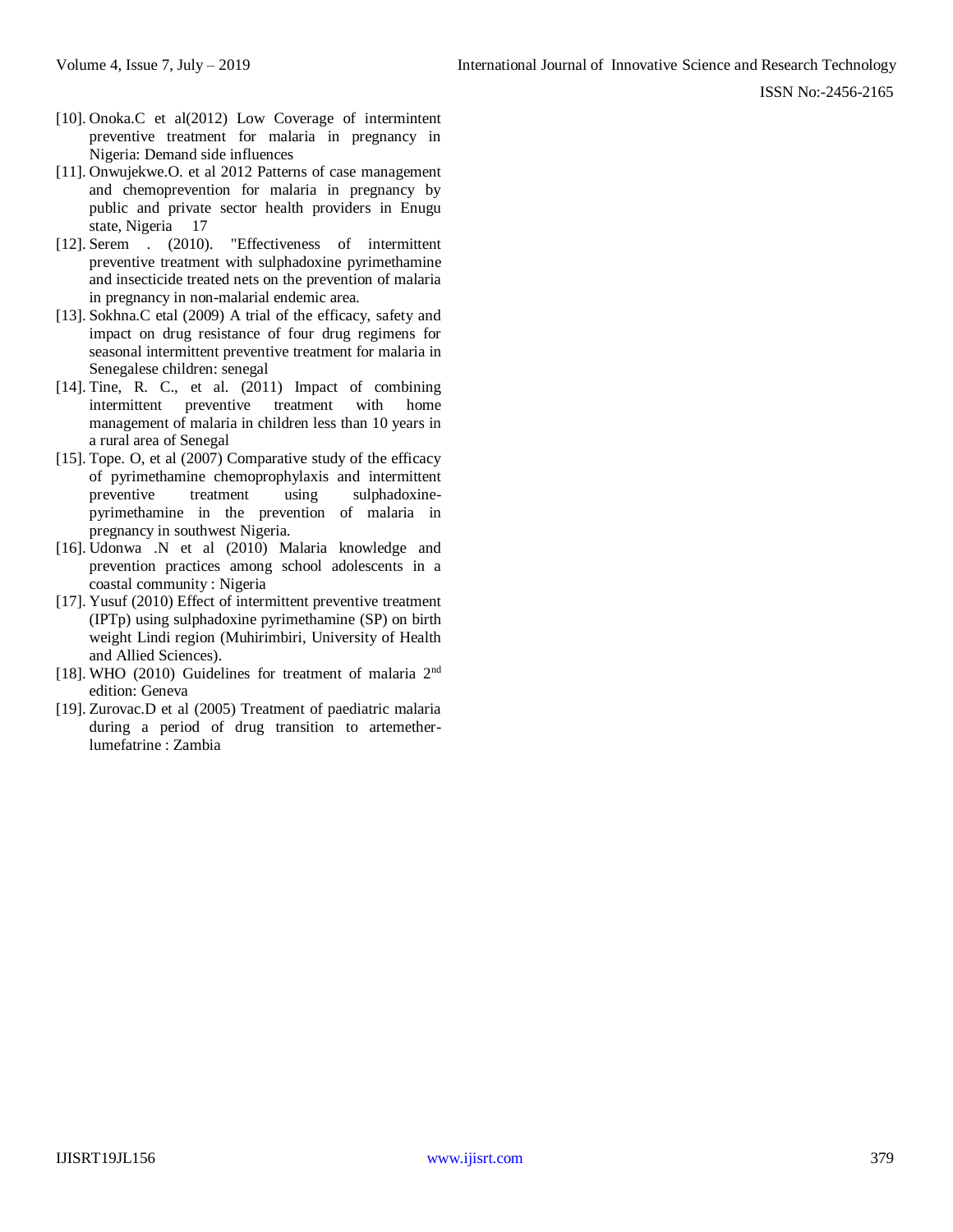[10]. Onoka.C et al(2012) Low Coverage of intermintent preventive treatment for malaria in pregnancy in Nigeria: Demand side influences

[11]. Onwujekwe.O. et al 2012 Patterns of case management and chemoprevention for malaria in pregnancy by public and private sector health providers in Enugu state, Nigeria 17

[12]. Serem . (2010). "Effectiveness of intermittent preventive treatment with sulphadoxine pyrimethamine and insecticide treated nets on the prevention of malaria in pregnancy in non-malarial endemic area.

[13]. Sokhna.C etal (2009) A trial of the efficacy, safety and impact on drug resistance of four drug regimens for seasonal intermittent preventive treatment for malaria in Senegalese children: senegal

[14]. Tine, R. C., et al. (2011) Impact of combining intermittent preventive treatment with home management of malaria in children less than 10 years in a rural area of Senegal

[15]. Tope. O, et al (2007) Comparative study of the efficacy of pyrimethamine chemoprophylaxis and intermittent preventive treatment using sulphadoxine-pyrimethamine in the prevention of malaria in pregnancy in southwest Nigeria.

[16]. Udonwa .N et al (2010) Malaria knowledge and prevention practices among school adolescents in a coastal community : Nigeria

[17]. Yusuf (2010) Effect of intermittent preventive treatment (IPTp) using sulphadoxine pyrimethamine (SP) on birth weight Lindi region (Muhirimbiri, University of Health and Allied Sciences).

[18]. WHO (2010) Guidelines for treatment of malaria 2nd edition: Geneva

[19]. Zurovac.D et al (2005) Treatment of paediatric malaria during a period of drug transition to artemether-lumefatrine : Zambia